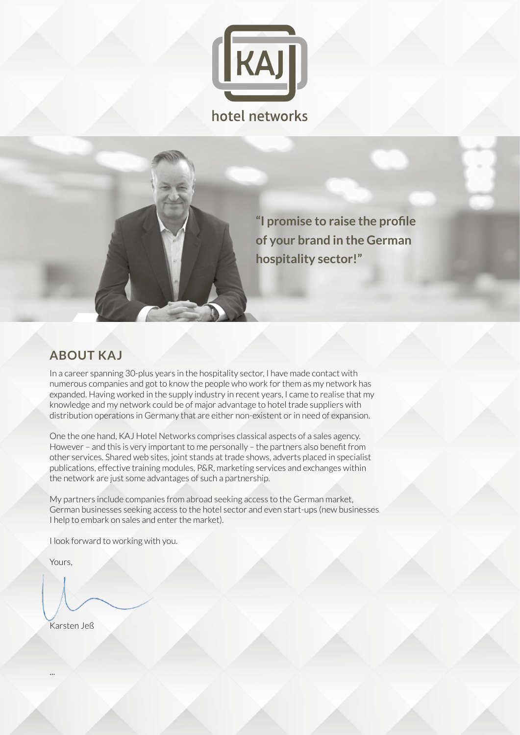KAJ

hotel networks

**"I promise to raise the profile of your brand in the German hospitality sector!"**

## ABOUT KAJ

In a career spanning 30-plus years in the hospitality sector, I have made contact with numerous companies and got to know the people who work for them as my network has expanded. Having worked in the supply industry in recent years, I came to realise that my knowledge and my network could be of major advantage to hotel trade suppliers with distribution operations in Germany that are either non-existent or in need of expansion.

One the one hand, KAJ Hotel Networks comprises classical aspects of a sales agency. However – and this is very important to me personally – the partners also benefit from other services. Shared web sites, joint stands at trade shows, adverts placed in specialist publications, effective training modules, P&R, marketing services and exchanges within the network are just some advantages of such a partnership.

My partners include companies from abroad seeking access to the German market, German businesses seeking access to the hotel sector and even start-ups (new businesses I help to embark on sales and enter the market).

I look forward to working with you.

Yours,

Karsten Jeß

...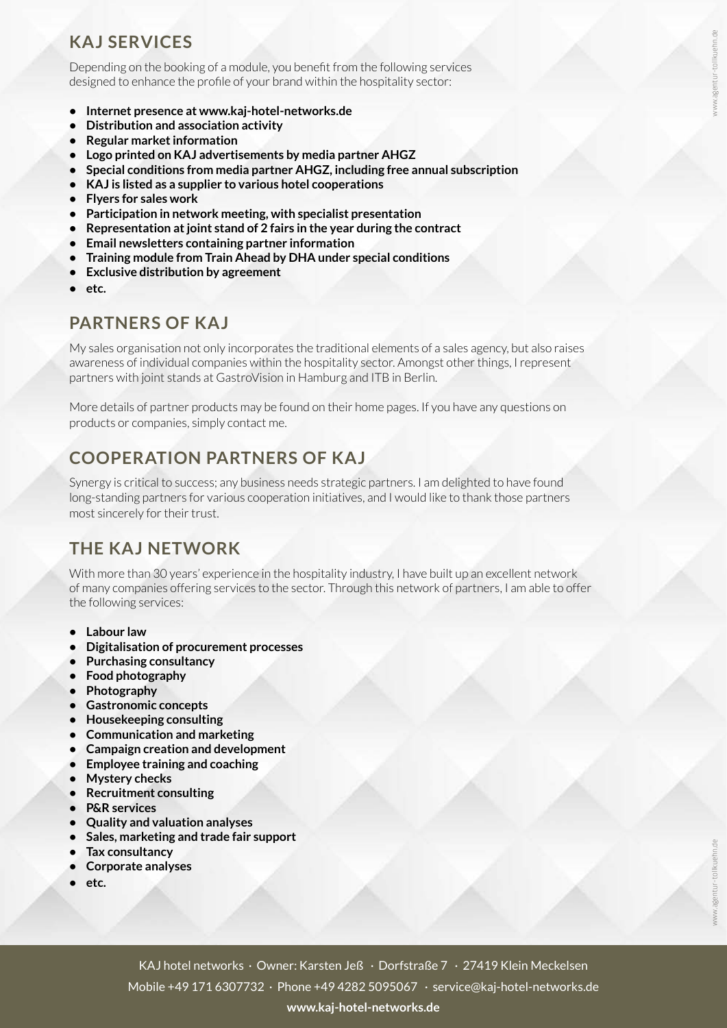## KAJ SERVICES

Depending on the booking of a module, you benefit from the following services designed to enhance the profile of your brand within the hospitality sector:

- **Internet presence at www.kaj-hotel-networks.de**
- **Distribution and association activity**
- **Regular market information**
- **Logo printed on KAJ advertisements by media partner AHGZ**
- **Special conditions from media partner AHGZ, including free annual subscription**
- **KAJ is listed as a supplier to various hotel cooperations**
- **Flyers for sales work**
- **Participation in network meeting, with specialist presentation**
- **Representation at joint stand of 2 fairs in the year during the contract**
- **Email newsletters containing partner information**
- **Training module from Train Ahead by DHA under special conditions**
- **Exclusive distribution by agreement**
- **etc.**

## PARTNERS OF KAJ

My sales organisation not only incorporates the traditional elements of a sales agency, but also raises awareness of individual companies within the hospitality sector. Amongst other things, I represent partners with joint stands at GastroVision in Hamburg and ITB in Berlin.

More details of partner products may be found on their home pages. If you have any questions on products or companies, simply contact me.

## COOPERATION PARTNERS OF KAJ

Synergy is critical to success; any business needs strategic partners. I am delighted to have found long-standing partners for various cooperation initiatives, and I would like to thank those partners most sincerely for their trust.

## THE KAJ NETWORK

With more than 30 years' experience in the hospitality industry, I have built up an excellent network of many companies offering services to the sector. Through this network of partners, I am able to offer the following services:

- **Labour law**
- **Digitalisation of procurement processes**
- **Purchasing consultancy**
- **Food photography**
- **Photography**
- **Gastronomic concepts**
- **Housekeeping consulting**
- **Communication and marketing**
- **Campaign creation and development**
- **Employee training and coaching**
- **Mystery checks**
- **Recruitment consulting**
- **P&R services**
- **Quality and valuation analyses**
- **Sales, marketing and trade fair support**
- **Tax consultancy**
- **Corporate analyses**
- **etc.**

KAJ hotel networks · Owner: Karsten Jeß · Dorfstraße 7 · 27419 Klein Meckelsen
Mobile +49 171 6307732 · Phone +49 4282 5095067 · service@kaj-hotel-networks.de
**www.kaj-hotel-networks.de**